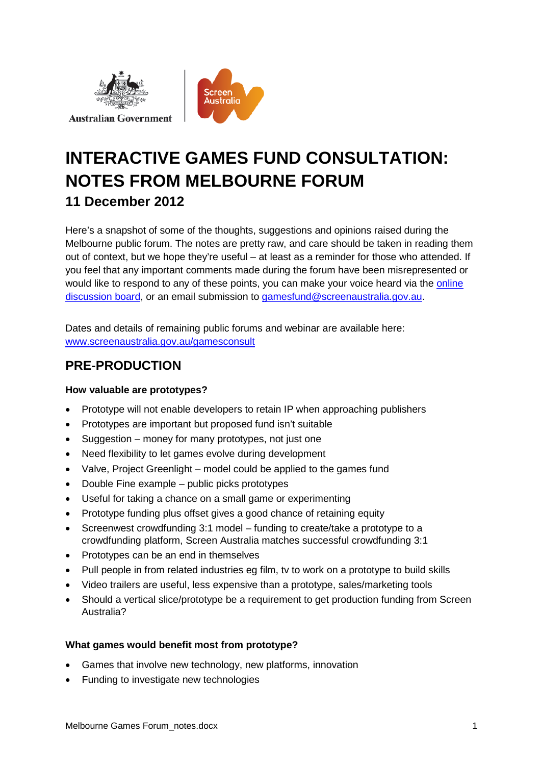Australian Government

# INTERACTIVE GAMES FUND CONSULTATION: NOTES FROM MELBOURNE FORUM

### 11 December 2012

Here's a snapshot of some of the thoughts, suggestions and opinions raised during the Melbourne public forum. The notes are pretty raw, and care should be taken in reading them out of context, but we hope they're useful – at least as a reminder for those who attended. If you feel that any important comments made during the forum have been misrepresented or would like to respond to any of these points, you can make your voice heard via the online discussion board, or an email submission to gamesfund@screenaustralia.gov.au.

Dates and details of remaining public forums and webinar are available here: www.screenaustralia.gov.au/gamesconsult

## PRE-PRODUCTION

**How valuable are prototypes?**

- Prototype will not enable developers to retain IP when approaching publishers
- Prototypes are important but proposed fund isn't suitable
- Suggestion – money for many prototypes, not just one
- Need flexibility to let games evolve during development
- Valve, Project Greenlight – model could be applied to the games fund
- Double Fine example – public picks prototypes
- Useful for taking a chance on a small game or experimenting
- Prototype funding plus offset gives a good chance of retaining equity
- Screenwest crowdfunding 3:1 model – funding to create/take a prototype to a crowdfunding platform, Screen Australia matches successful crowdfunding 3:1
- Prototypes can be an end in themselves
- Pull people in from related industries eg film, tv to work on a prototype to build skills
- Video trailers are useful, less expensive than a prototype, sales/marketing tools
- Should a vertical slice/prototype be a requirement to get production funding from Screen Australia?

**What games would benefit most from prototype?**

- Games that involve new technology, new platforms, innovation
- Funding to investigate new technologies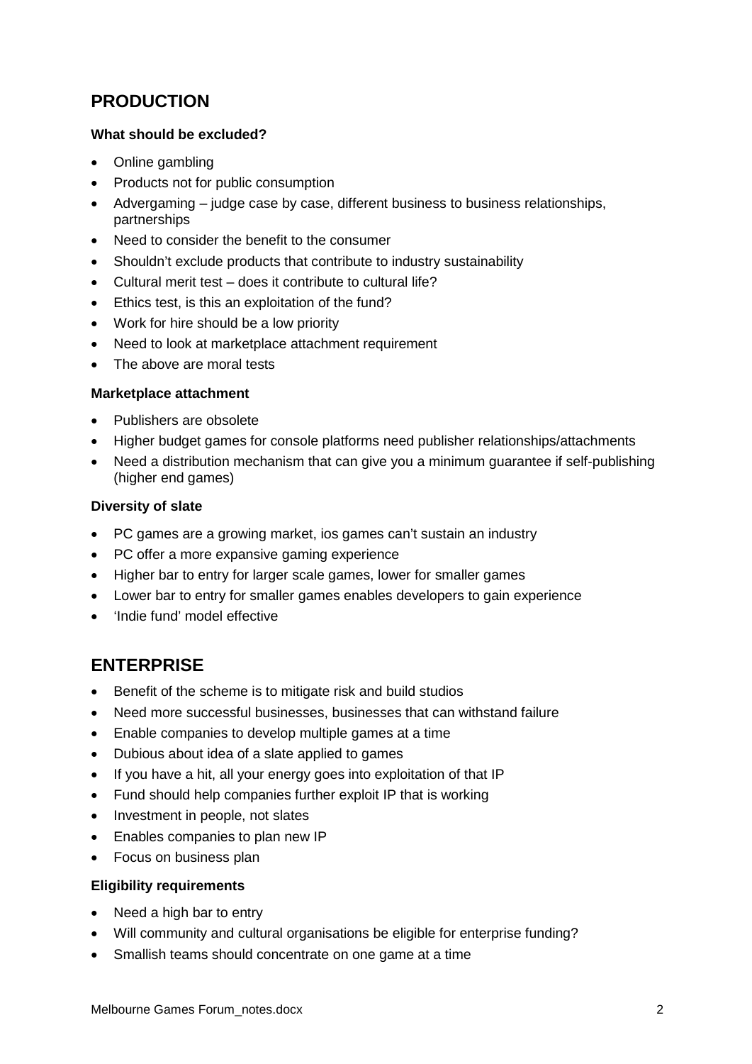## PRODUCTION

**What should be excluded?**

- Online gambling
- Products not for public consumption
- Advergaming – judge case by case, different business to business relationships, partnerships
- Need to consider the benefit to the consumer
- Shouldn't exclude products that contribute to industry sustainability
- Cultural merit test – does it contribute to cultural life?
- Ethics test, is this an exploitation of the fund?
- Work for hire should be a low priority
- Need to look at marketplace attachment requirement
- The above are moral tests

**Marketplace attachment**

- Publishers are obsolete
- Higher budget games for console platforms need publisher relationships/attachments
- Need a distribution mechanism that can give you a minimum guarantee if self-publishing (higher end games)

**Diversity of slate**

- PC games are a growing market, ios games can't sustain an industry
- PC offer a more expansive gaming experience
- Higher bar to entry for larger scale games, lower for smaller games
- Lower bar to entry for smaller games enables developers to gain experience
- 'Indie fund' model effective

## ENTERPRISE

- Benefit of the scheme is to mitigate risk and build studios
- Need more successful businesses, businesses that can withstand failure
- Enable companies to develop multiple games at a time
- Dubious about idea of a slate applied to games
- If you have a hit, all your energy goes into exploitation of that IP
- Fund should help companies further exploit IP that is working
- Investment in people, not slates
- Enables companies to plan new IP
- Focus on business plan

**Eligibility requirements**

- Need a high bar to entry
- Will community and cultural organisations be eligible for enterprise funding?
- Smallish teams should concentrate on one game at a time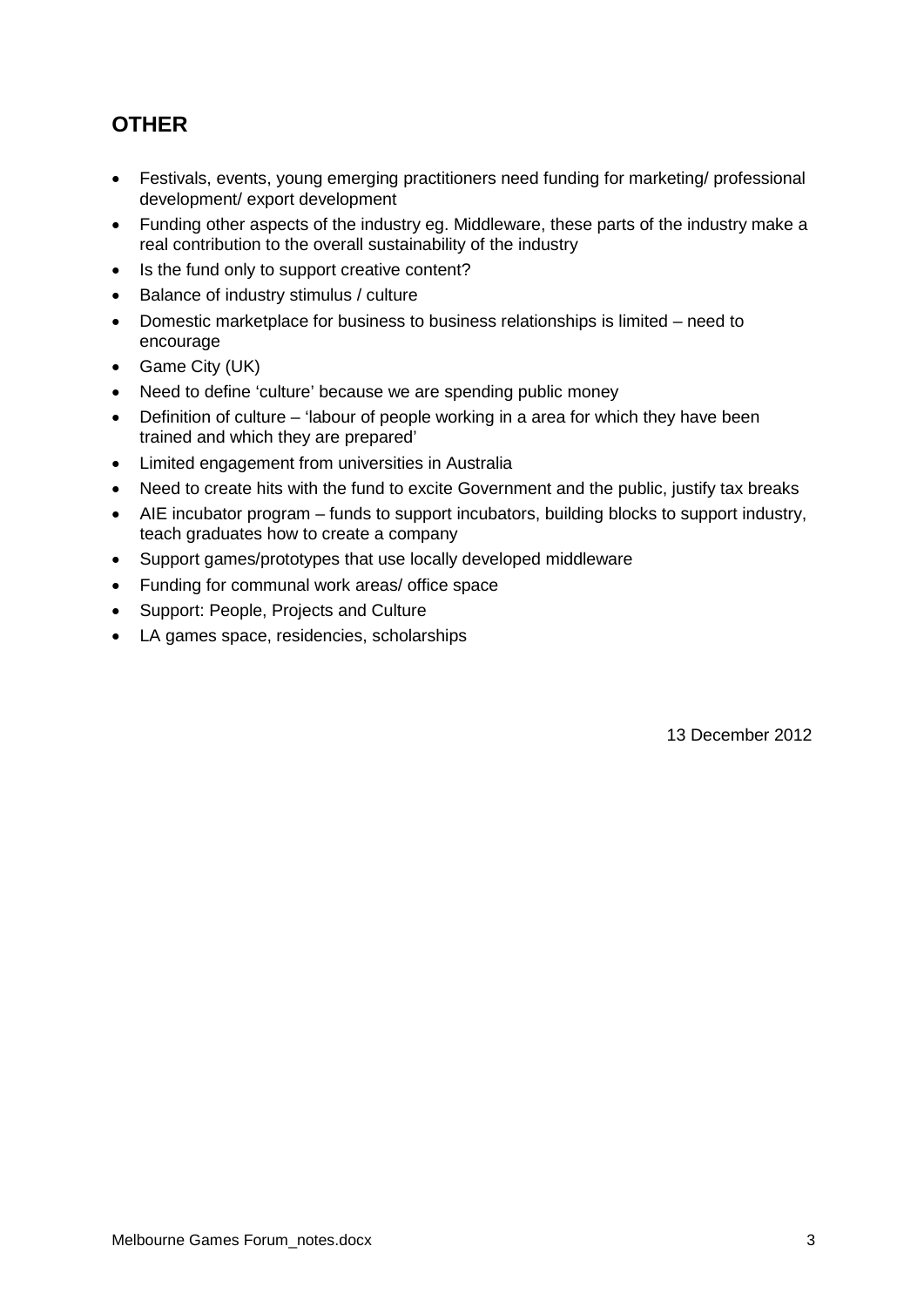## OTHER

- Festivals, events, young emerging practitioners need funding for marketing/ professional development/ export development
- Funding other aspects of the industry eg. Middleware, these parts of the industry make a real contribution to the overall sustainability of the industry
- Is the fund only to support creative content?
- Balance of industry stimulus / culture
- Domestic marketplace for business to business relationships is limited – need to encourage
- Game City (UK)
- Need to define 'culture' because we are spending public money
- Definition of culture – 'labour of people working in a area for which they have been trained and which they are prepared'
- Limited engagement from universities in Australia
- Need to create hits with the fund to excite Government and the public, justify tax breaks
- AIE incubator program – funds to support incubators, building blocks to support industry, teach graduates how to create a company
- Support games/prototypes that use locally developed middleware
- Funding for communal work areas/ office space
- Support: People, Projects and Culture
- LA games space, residencies, scholarships

13 December 2012